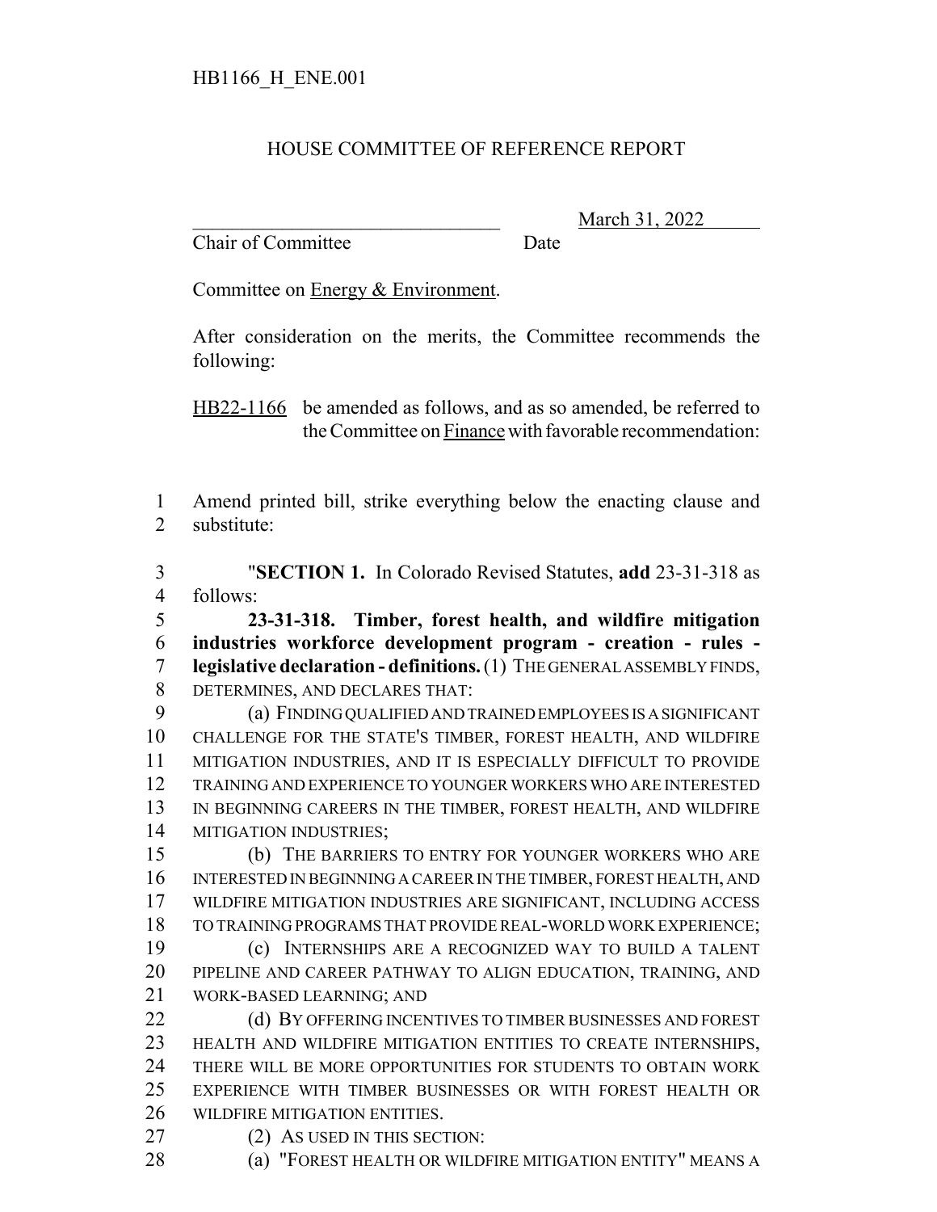HB1166_H_ENE.001

HOUSE COMMITTEE OF REFERENCE REPORT

_______________________________ March 31, 2022

Chair of Committee Date

Committee on Energy & Environment.

After consideration on the merits, the Committee recommends the following:

HB22-1166 be amended as follows, and as so amended, be referred to the Committee on Finance with favorable recommendation:

1 Amend printed bill, strike everything below the enacting clause and
2 substitute:

3 "**SECTION 1.** In Colorado Revised Statutes, **add** 23-31-318 as
4 follows:

5 **23-31-318. Timber, forest health, and wildfire mitigation**
6 **industries workforce development program - creation - rules -**
7 **legislative declaration - definitions.** (1) THE GENERAL ASSEMBLY FINDS,
8 DETERMINES, AND DECLARES THAT:

9 (a) FINDING QUALIFIED AND TRAINED EMPLOYEES IS A SIGNIFICANT
10 CHALLENGE FOR THE STATE'S TIMBER, FOREST HEALTH, AND WILDFIRE
11 MITIGATION INDUSTRIES, AND IT IS ESPECIALLY DIFFICULT TO PROVIDE
12 TRAINING AND EXPERIENCE TO YOUNGER WORKERS WHO ARE INTERESTED
13 IN BEGINNING CAREERS IN THE TIMBER, FOREST HEALTH, AND WILDFIRE
14 MITIGATION INDUSTRIES;

15 (b) THE BARRIERS TO ENTRY FOR YOUNGER WORKERS WHO ARE
16 INTERESTED IN BEGINNING A CAREER IN THE TIMBER, FOREST HEALTH, AND
17 WILDFIRE MITIGATION INDUSTRIES ARE SIGNIFICANT, INCLUDING ACCESS
18 TO TRAINING PROGRAMS THAT PROVIDE REAL-WORLD WORK EXPERIENCE;

19 (c) INTERNSHIPS ARE A RECOGNIZED WAY TO BUILD A TALENT
20 PIPELINE AND CAREER PATHWAY TO ALIGN EDUCATION, TRAINING, AND
21 WORK-BASED LEARNING; AND

22 (d) BY OFFERING INCENTIVES TO TIMBER BUSINESSES AND FOREST
23 HEALTH AND WILDFIRE MITIGATION ENTITIES TO CREATE INTERNSHIPS,
24 THERE WILL BE MORE OPPORTUNITIES FOR STUDENTS TO OBTAIN WORK
25 EXPERIENCE WITH TIMBER BUSINESSES OR WITH FOREST HEALTH OR
26 WILDFIRE MITIGATION ENTITIES.

27 (2) AS USED IN THIS SECTION:

28 (a) "FOREST HEALTH OR WILDFIRE MITIGATION ENTITY" MEANS A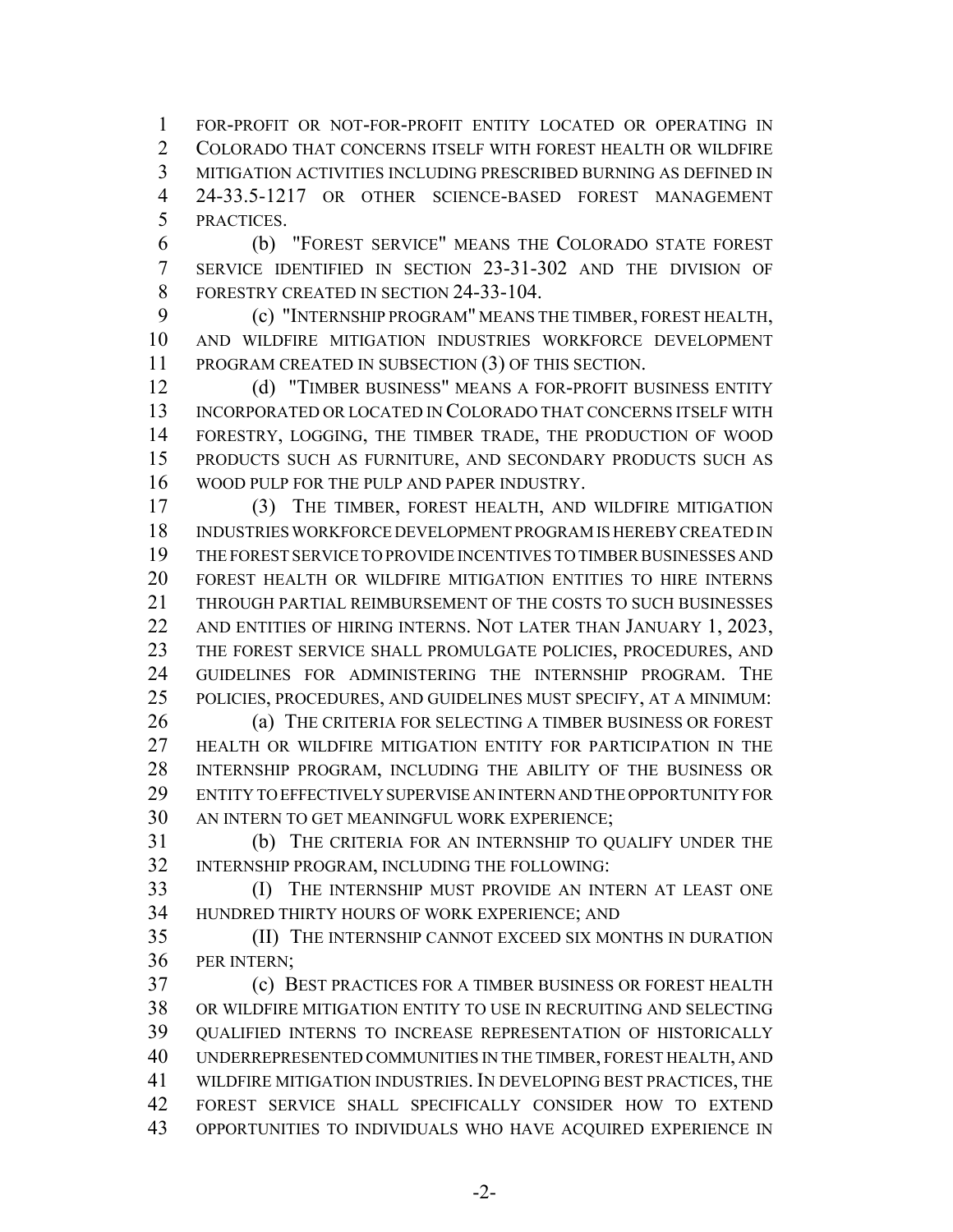FOR-PROFIT OR NOT-FOR-PROFIT ENTITY LOCATED OR OPERATING IN COLORADO THAT CONCERNS ITSELF WITH FOREST HEALTH OR WILDFIRE MITIGATION ACTIVITIES INCLUDING PRESCRIBED BURNING AS DEFINED IN 24-33.5-1217 OR OTHER SCIENCE-BASED FOREST MANAGEMENT PRACTICES.

(b) "FOREST SERVICE" MEANS THE COLORADO STATE FOREST SERVICE IDENTIFIED IN SECTION 23-31-302 AND THE DIVISION OF FORESTRY CREATED IN SECTION 24-33-104.

(c) "INTERNSHIP PROGRAM" MEANS THE TIMBER, FOREST HEALTH, AND WILDFIRE MITIGATION INDUSTRIES WORKFORCE DEVELOPMENT PROGRAM CREATED IN SUBSECTION (3) OF THIS SECTION.

(d) "TIMBER BUSINESS" MEANS A FOR-PROFIT BUSINESS ENTITY INCORPORATED OR LOCATED IN COLORADO THAT CONCERNS ITSELF WITH FORESTRY, LOGGING, THE TIMBER TRADE, THE PRODUCTION OF WOOD PRODUCTS SUCH AS FURNITURE, AND SECONDARY PRODUCTS SUCH AS WOOD PULP FOR THE PULP AND PAPER INDUSTRY.

(3) THE TIMBER, FOREST HEALTH, AND WILDFIRE MITIGATION INDUSTRIES WORKFORCE DEVELOPMENT PROGRAM IS HEREBY CREATED IN THE FOREST SERVICE TO PROVIDE INCENTIVES TO TIMBER BUSINESSES AND FOREST HEALTH OR WILDFIRE MITIGATION ENTITIES TO HIRE INTERNS THROUGH PARTIAL REIMBURSEMENT OF THE COSTS TO SUCH BUSINESSES AND ENTITIES OF HIRING INTERNS. NOT LATER THAN JANUARY 1, 2023, THE FOREST SERVICE SHALL PROMULGATE POLICIES, PROCEDURES, AND GUIDELINES FOR ADMINISTERING THE INTERNSHIP PROGRAM. THE POLICIES, PROCEDURES, AND GUIDELINES MUST SPECIFY, AT A MINIMUM:

(a) THE CRITERIA FOR SELECTING A TIMBER BUSINESS OR FOREST HEALTH OR WILDFIRE MITIGATION ENTITY FOR PARTICIPATION IN THE INTERNSHIP PROGRAM, INCLUDING THE ABILITY OF THE BUSINESS OR ENTITY TO EFFECTIVELY SUPERVISE AN INTERN AND THE OPPORTUNITY FOR AN INTERN TO GET MEANINGFUL WORK EXPERIENCE;

(b) THE CRITERIA FOR AN INTERNSHIP TO QUALIFY UNDER THE INTERNSHIP PROGRAM, INCLUDING THE FOLLOWING:

(I) THE INTERNSHIP MUST PROVIDE AN INTERN AT LEAST ONE HUNDRED THIRTY HOURS OF WORK EXPERIENCE; AND

(II) THE INTERNSHIP CANNOT EXCEED SIX MONTHS IN DURATION PER INTERN;

(c) BEST PRACTICES FOR A TIMBER BUSINESS OR FOREST HEALTH OR WILDFIRE MITIGATION ENTITY TO USE IN RECRUITING AND SELECTING QUALIFIED INTERNS TO INCREASE REPRESENTATION OF HISTORICALLY UNDERREPRESENTED COMMUNITIES IN THE TIMBER, FOREST HEALTH, AND WILDFIRE MITIGATION INDUSTRIES. IN DEVELOPING BEST PRACTICES, THE FOREST SERVICE SHALL SPECIFICALLY CONSIDER HOW TO EXTEND OPPORTUNITIES TO INDIVIDUALS WHO HAVE ACQUIRED EXPERIENCE IN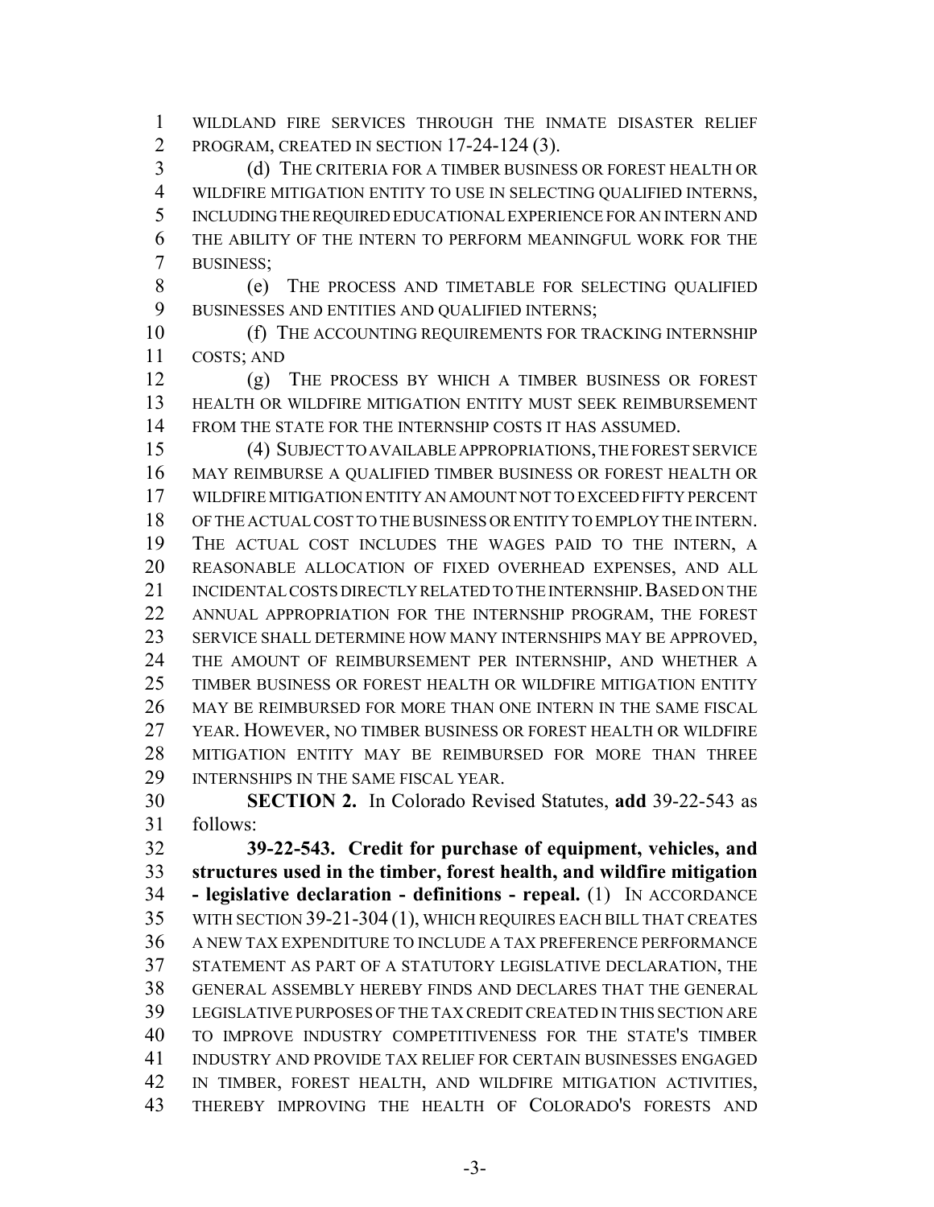WILDLAND FIRE SERVICES THROUGH THE INMATE DISASTER RELIEF PROGRAM, CREATED IN SECTION 17-24-124 (3).

(d) THE CRITERIA FOR A TIMBER BUSINESS OR FOREST HEALTH OR WILDFIRE MITIGATION ENTITY TO USE IN SELECTING QUALIFIED INTERNS, INCLUDING THE REQUIRED EDUCATIONAL EXPERIENCE FOR AN INTERN AND THE ABILITY OF THE INTERN TO PERFORM MEANINGFUL WORK FOR THE BUSINESS;

(e) THE PROCESS AND TIMETABLE FOR SELECTING QUALIFIED BUSINESSES AND ENTITIES AND QUALIFIED INTERNS;

(f) THE ACCOUNTING REQUIREMENTS FOR TRACKING INTERNSHIP COSTS; AND

(g) THE PROCESS BY WHICH A TIMBER BUSINESS OR FOREST HEALTH OR WILDFIRE MITIGATION ENTITY MUST SEEK REIMBURSEMENT FROM THE STATE FOR THE INTERNSHIP COSTS IT HAS ASSUMED.

(4) SUBJECT TO AVAILABLE APPROPRIATIONS, THE FOREST SERVICE MAY REIMBURSE A QUALIFIED TIMBER BUSINESS OR FOREST HEALTH OR WILDFIRE MITIGATION ENTITY AN AMOUNT NOT TO EXCEED FIFTY PERCENT OF THE ACTUAL COST TO THE BUSINESS OR ENTITY TO EMPLOY THE INTERN. THE ACTUAL COST INCLUDES THE WAGES PAID TO THE INTERN, A REASONABLE ALLOCATION OF FIXED OVERHEAD EXPENSES, AND ALL INCIDENTAL COSTS DIRECTLY RELATED TO THE INTERNSHIP. BASED ON THE ANNUAL APPROPRIATION FOR THE INTERNSHIP PROGRAM, THE FOREST SERVICE SHALL DETERMINE HOW MANY INTERNSHIPS MAY BE APPROVED, THE AMOUNT OF REIMBURSEMENT PER INTERNSHIP, AND WHETHER A TIMBER BUSINESS OR FOREST HEALTH OR WILDFIRE MITIGATION ENTITY MAY BE REIMBURSED FOR MORE THAN ONE INTERN IN THE SAME FISCAL YEAR. HOWEVER, NO TIMBER BUSINESS OR FOREST HEALTH OR WILDFIRE MITIGATION ENTITY MAY BE REIMBURSED FOR MORE THAN THREE INTERNSHIPS IN THE SAME FISCAL YEAR.

**SECTION 2.** In Colorado Revised Statutes, **add** 39-22-543 as follows:

**39-22-543. Credit for purchase of equipment, vehicles, and structures used in the timber, forest health, and wildfire mitigation - legislative declaration - definitions - repeal.** (1) IN ACCORDANCE WITH SECTION 39-21-304 (1), WHICH REQUIRES EACH BILL THAT CREATES A NEW TAX EXPENDITURE TO INCLUDE A TAX PREFERENCE PERFORMANCE STATEMENT AS PART OF A STATUTORY LEGISLATIVE DECLARATION, THE GENERAL ASSEMBLY HEREBY FINDS AND DECLARES THAT THE GENERAL LEGISLATIVE PURPOSES OF THE TAX CREDIT CREATED IN THIS SECTION ARE TO IMPROVE INDUSTRY COMPETITIVENESS FOR THE STATE'S TIMBER INDUSTRY AND PROVIDE TAX RELIEF FOR CERTAIN BUSINESSES ENGAGED IN TIMBER, FOREST HEALTH, AND WILDFIRE MITIGATION ACTIVITIES, THEREBY IMPROVING THE HEALTH OF COLORADO'S FORESTS AND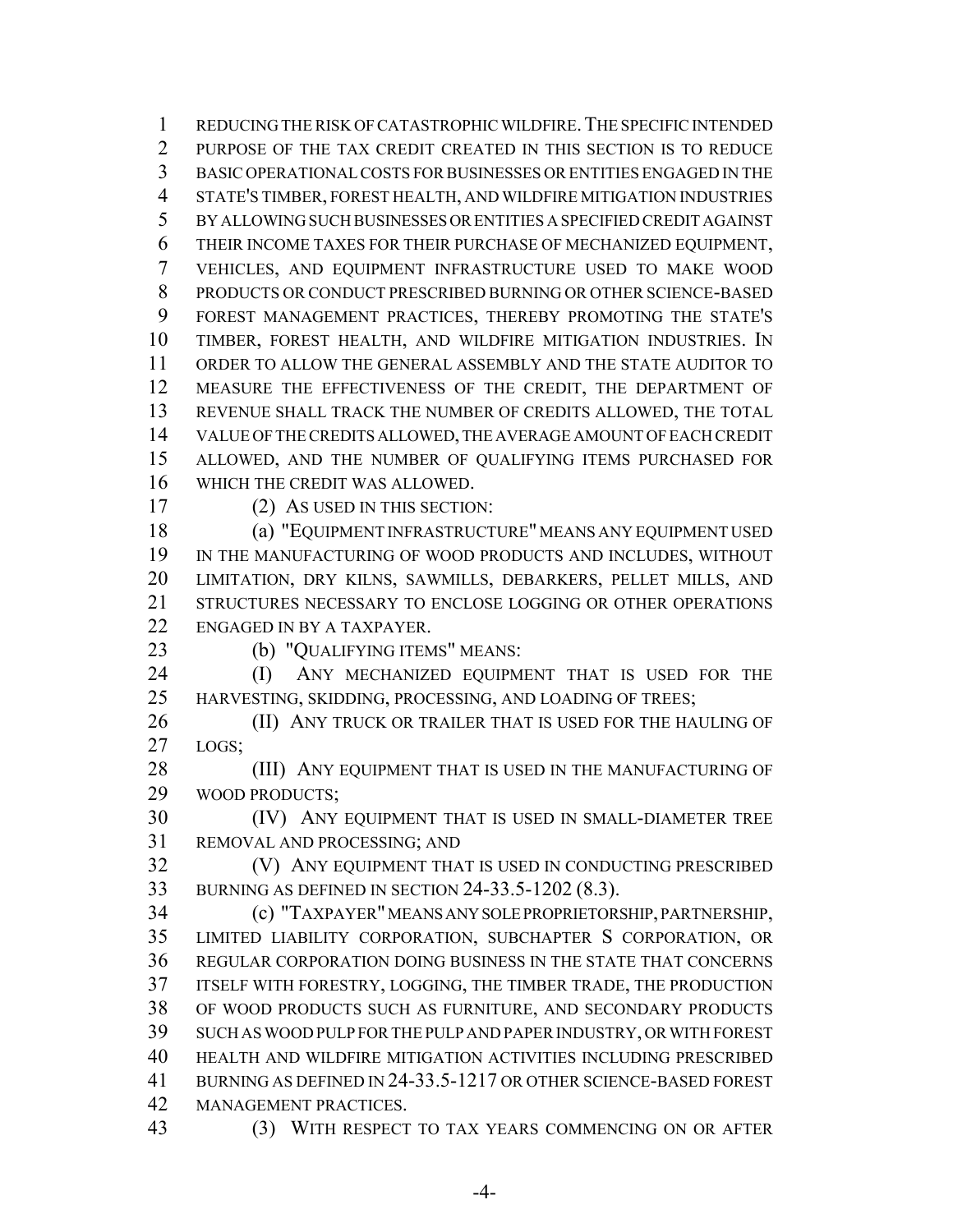REDUCING THE RISK OF CATASTROPHIC WILDFIRE. THE SPECIFIC INTENDED PURPOSE OF THE TAX CREDIT CREATED IN THIS SECTION IS TO REDUCE BASIC OPERATIONAL COSTS FOR BUSINESSES OR ENTITIES ENGAGED IN THE STATE'S TIMBER, FOREST HEALTH, AND WILDFIRE MITIGATION INDUSTRIES BY ALLOWING SUCH BUSINESSES OR ENTITIES A SPECIFIED CREDIT AGAINST THEIR INCOME TAXES FOR THEIR PURCHASE OF MECHANIZED EQUIPMENT, VEHICLES, AND EQUIPMENT INFRASTRUCTURE USED TO MAKE WOOD PRODUCTS OR CONDUCT PRESCRIBED BURNING OR OTHER SCIENCE-BASED FOREST MANAGEMENT PRACTICES, THEREBY PROMOTING THE STATE'S TIMBER, FOREST HEALTH, AND WILDFIRE MITIGATION INDUSTRIES. IN ORDER TO ALLOW THE GENERAL ASSEMBLY AND THE STATE AUDITOR TO MEASURE THE EFFECTIVENESS OF THE CREDIT, THE DEPARTMENT OF REVENUE SHALL TRACK THE NUMBER OF CREDITS ALLOWED, THE TOTAL VALUE OF THE CREDITS ALLOWED, THE AVERAGE AMOUNT OF EACH CREDIT ALLOWED, AND THE NUMBER OF QUALIFYING ITEMS PURCHASED FOR WHICH THE CREDIT WAS ALLOWED.

(2) AS USED IN THIS SECTION:

(a) "EQUIPMENT INFRASTRUCTURE" MEANS ANY EQUIPMENT USED IN THE MANUFACTURING OF WOOD PRODUCTS AND INCLUDES, WITHOUT LIMITATION, DRY KILNS, SAWMILLS, DEBARKERS, PELLET MILLS, AND STRUCTURES NECESSARY TO ENCLOSE LOGGING OR OTHER OPERATIONS ENGAGED IN BY A TAXPAYER.

(b) "QUALIFYING ITEMS" MEANS:

(I) ANY MECHANIZED EQUIPMENT THAT IS USED FOR THE HARVESTING, SKIDDING, PROCESSING, AND LOADING OF TREES;

(II) ANY TRUCK OR TRAILER THAT IS USED FOR THE HAULING OF LOGS;

(III) ANY EQUIPMENT THAT IS USED IN THE MANUFACTURING OF WOOD PRODUCTS;

(IV) ANY EQUIPMENT THAT IS USED IN SMALL-DIAMETER TREE REMOVAL AND PROCESSING; AND

(V) ANY EQUIPMENT THAT IS USED IN CONDUCTING PRESCRIBED BURNING AS DEFINED IN SECTION 24-33.5-1202 (8.3).

(c) "TAXPAYER" MEANS ANY SOLE PROPRIETORSHIP, PARTNERSHIP, LIMITED LIABILITY CORPORATION, SUBCHAPTER S CORPORATION, OR REGULAR CORPORATION DOING BUSINESS IN THE STATE THAT CONCERNS ITSELF WITH FORESTRY, LOGGING, THE TIMBER TRADE, THE PRODUCTION OF WOOD PRODUCTS SUCH AS FURNITURE, AND SECONDARY PRODUCTS SUCH AS WOOD PULP FOR THE PULP AND PAPER INDUSTRY, OR WITH FOREST HEALTH AND WILDFIRE MITIGATION ACTIVITIES INCLUDING PRESCRIBED BURNING AS DEFINED IN 24-33.5-1217 OR OTHER SCIENCE-BASED FOREST MANAGEMENT PRACTICES.

(3) WITH RESPECT TO TAX YEARS COMMENCING ON OR AFTER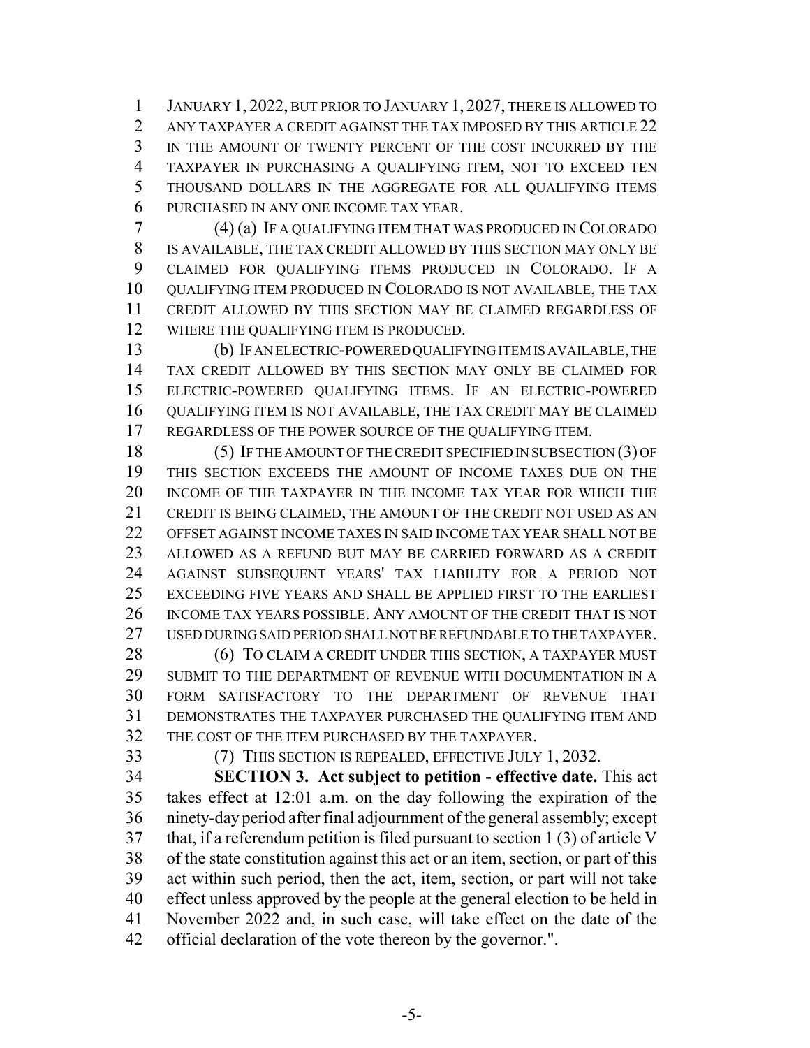JANUARY 1, 2022, BUT PRIOR TO JANUARY 1, 2027, THERE IS ALLOWED TO ANY TAXPAYER A CREDIT AGAINST THE TAX IMPOSED BY THIS ARTICLE 22 IN THE AMOUNT OF TWENTY PERCENT OF THE COST INCURRED BY THE TAXPAYER IN PURCHASING A QUALIFYING ITEM, NOT TO EXCEED TEN THOUSAND DOLLARS IN THE AGGREGATE FOR ALL QUALIFYING ITEMS PURCHASED IN ANY ONE INCOME TAX YEAR.

(4) (a) IF A QUALIFYING ITEM THAT WAS PRODUCED IN COLORADO IS AVAILABLE, THE TAX CREDIT ALLOWED BY THIS SECTION MAY ONLY BE CLAIMED FOR QUALIFYING ITEMS PRODUCED IN COLORADO. IF A QUALIFYING ITEM PRODUCED IN COLORADO IS NOT AVAILABLE, THE TAX CREDIT ALLOWED BY THIS SECTION MAY BE CLAIMED REGARDLESS OF WHERE THE QUALIFYING ITEM IS PRODUCED.

(b) IF AN ELECTRIC-POWERED QUALIFYING ITEM IS AVAILABLE, THE TAX CREDIT ALLOWED BY THIS SECTION MAY ONLY BE CLAIMED FOR ELECTRIC-POWERED QUALIFYING ITEMS. IF AN ELECTRIC-POWERED QUALIFYING ITEM IS NOT AVAILABLE, THE TAX CREDIT MAY BE CLAIMED REGARDLESS OF THE POWER SOURCE OF THE QUALIFYING ITEM.

(5) IF THE AMOUNT OF THE CREDIT SPECIFIED IN SUBSECTION (3) OF THIS SECTION EXCEEDS THE AMOUNT OF INCOME TAXES DUE ON THE INCOME OF THE TAXPAYER IN THE INCOME TAX YEAR FOR WHICH THE CREDIT IS BEING CLAIMED, THE AMOUNT OF THE CREDIT NOT USED AS AN OFFSET AGAINST INCOME TAXES IN SAID INCOME TAX YEAR SHALL NOT BE ALLOWED AS A REFUND BUT MAY BE CARRIED FORWARD AS A CREDIT AGAINST SUBSEQUENT YEARS' TAX LIABILITY FOR A PERIOD NOT EXCEEDING FIVE YEARS AND SHALL BE APPLIED FIRST TO THE EARLIEST INCOME TAX YEARS POSSIBLE. ANY AMOUNT OF THE CREDIT THAT IS NOT USED DURING SAID PERIOD SHALL NOT BE REFUNDABLE TO THE TAXPAYER.

(6) TO CLAIM A CREDIT UNDER THIS SECTION, A TAXPAYER MUST SUBMIT TO THE DEPARTMENT OF REVENUE WITH DOCUMENTATION IN A FORM SATISFACTORY TO THE DEPARTMENT OF REVENUE THAT DEMONSTRATES THE TAXPAYER PURCHASED THE QUALIFYING ITEM AND THE COST OF THE ITEM PURCHASED BY THE TAXPAYER.

(7) THIS SECTION IS REPEALED, EFFECTIVE JULY 1, 2032.

**SECTION 3. Act subject to petition - effective date.** This act takes effect at 12:01 a.m. on the day following the expiration of the ninety-day period after final adjournment of the general assembly; except that, if a referendum petition is filed pursuant to section 1 (3) of article V of the state constitution against this act or an item, section, or part of this act within such period, then the act, item, section, or part will not take effect unless approved by the people at the general election to be held in November 2022 and, in such case, will take effect on the date of the official declaration of the vote thereon by the governor.".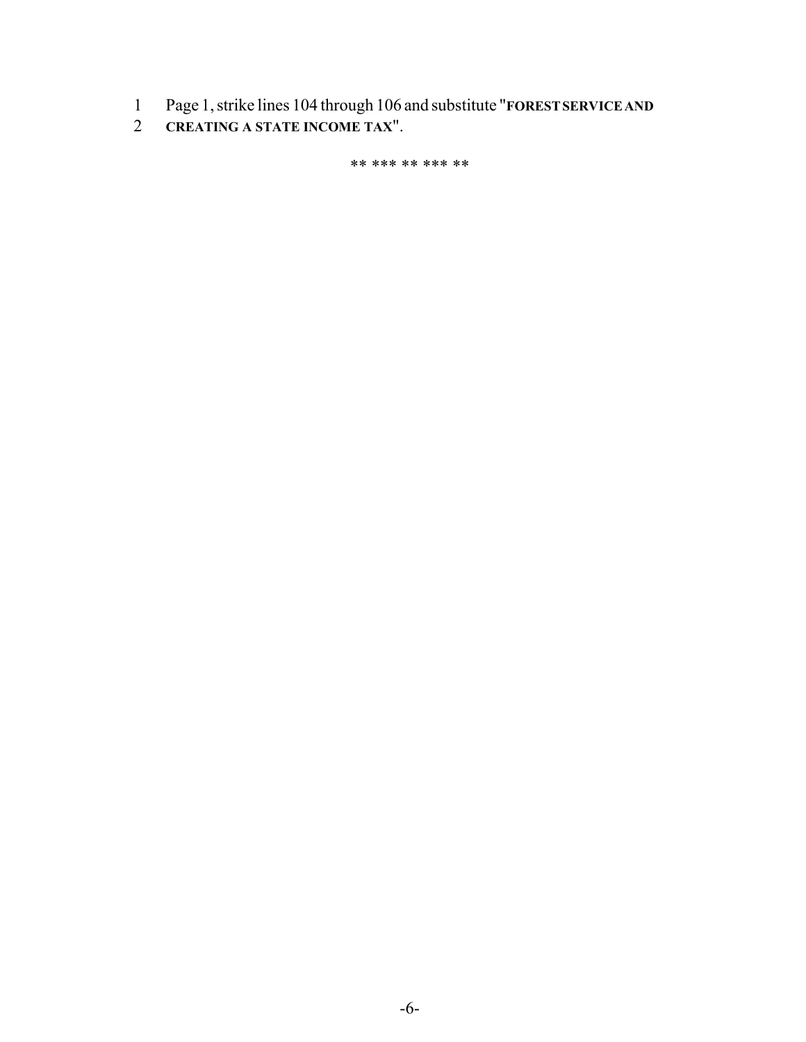1 Page 1, strike lines 104 through 106 and substitute "**FOREST SERVICE AND**
2 **CREATING A STATE INCOME TAX**".

** *** ** *** **